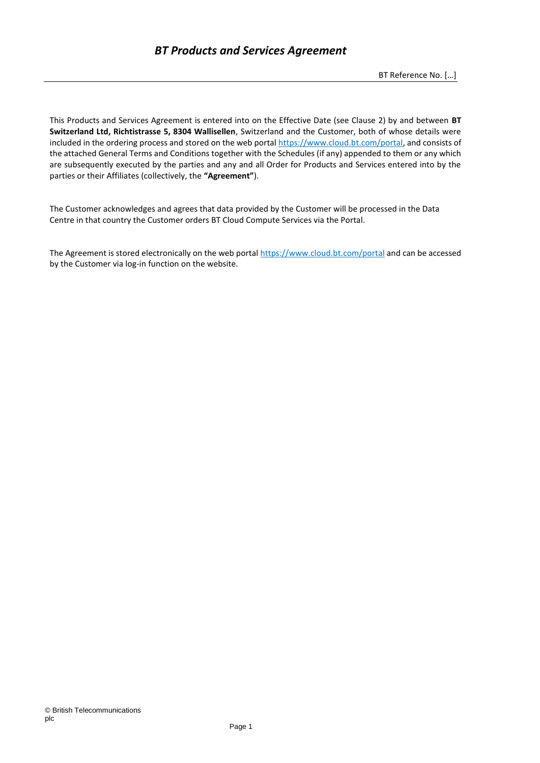# *BT Products and Services Agreement*

BT Reference No. […]

This Products and Services Agreement is entered into on the Effective Date (see Clause 2) by and between **BT Switzerland Ltd, Richtistrasse 5, 8304 Wallisellen**, Switzerland and the Customer, both of whose details were included in the ordering process and stored on the web portal https://www.cloud.bt.com/portal, and consists of the attached General Terms and Conditions together with the Schedules (if any) appended to them or any which are subsequently executed by the parties and any and all Order for Products and Services entered into by the parties or their Affiliates (collectively, the **"Agreement"**).

The Customer acknowledges and agrees that data provided by the Customer will be processed in the Data Centre in that country the Customer orders BT Cloud Compute Services via the Portal.

The Agreement is stored electronically on the web portal https://www.cloud.bt.com/portal and can be accessed by the Customer via log-in function on the website.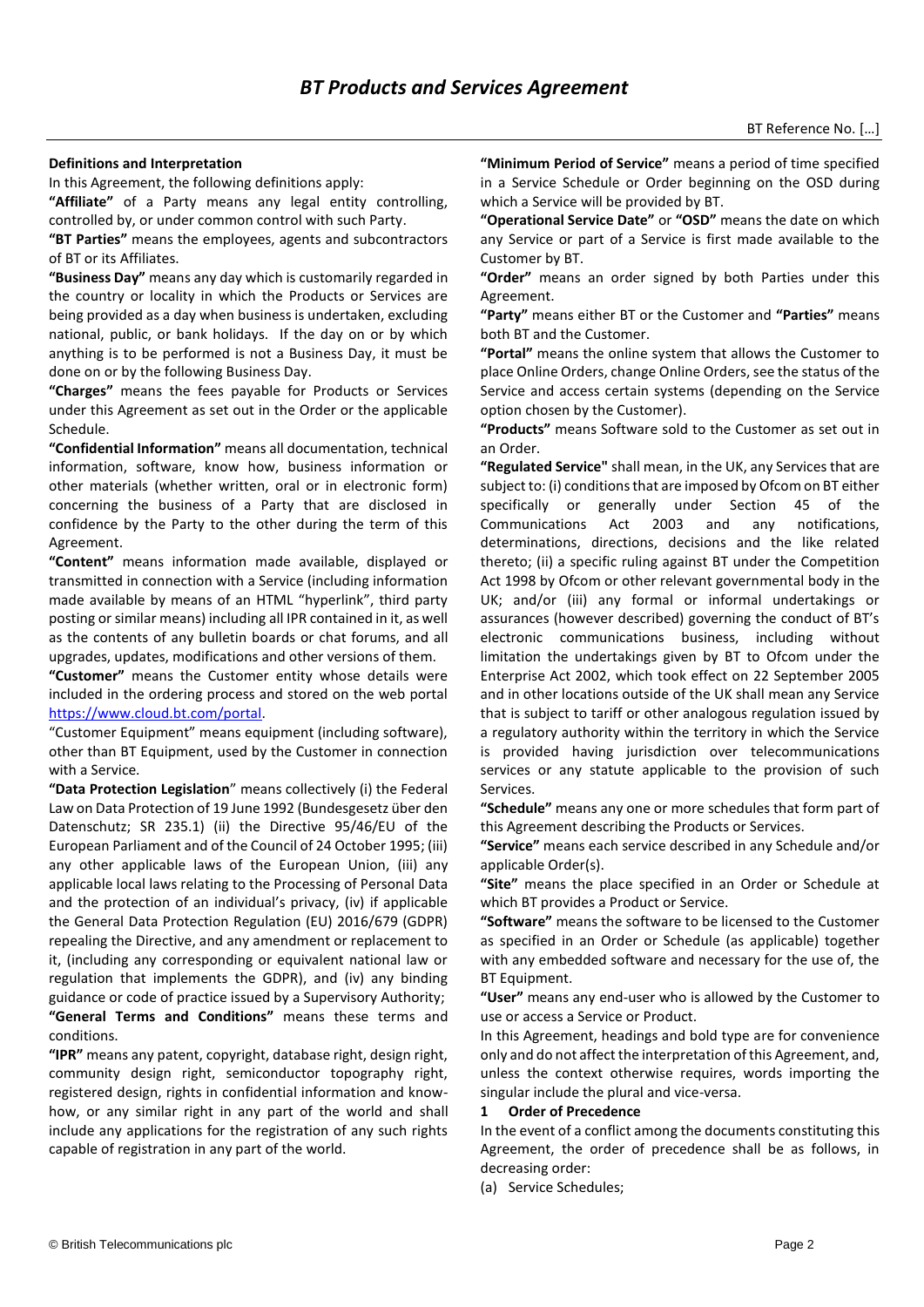# BT Products and Services Agreement

BT Reference No. […]

**Definitions and Interpretation**

In this Agreement, the following definitions apply:

**"Affiliate"** of a Party means any legal entity controlling, controlled by, or under common control with such Party.

**"BT Parties"** means the employees, agents and subcontractors of BT or its Affiliates.

**"Business Day"** means any day which is customarily regarded in the country or locality in which the Products or Services are being provided as a day when business is undertaken, excluding national, public, or bank holidays. If the day on or by which anything is to be performed is not a Business Day, it must be done on or by the following Business Day.

**"Charges"** means the fees payable for Products or Services under this Agreement as set out in the Order or the applicable Schedule.

**"Confidential Information"** means all documentation, technical information, software, know how, business information or other materials (whether written, oral or in electronic form) concerning the business of a Party that are disclosed in confidence by the Party to the other during the term of this Agreement.

**"Content"** means information made available, displayed or transmitted in connection with a Service (including information made available by means of an HTML "hyperlink", third party posting or similar means) including all IPR contained in it, as well as the contents of any bulletin boards or chat forums, and all upgrades, updates, modifications and other versions of them.

**"Customer"** means the Customer entity whose details were included in the ordering process and stored on the web portal https://www.cloud.bt.com/portal.

"Customer Equipment" means equipment (including software), other than BT Equipment, used by the Customer in connection with a Service.

**"Data Protection Legislation**" means collectively (i) the Federal Law on Data Protection of 19 June 1992 (Bundesgesetz über den Datenschutz; SR 235.1) (ii) the Directive 95/46/EU of the European Parliament and of the Council of 24 October 1995; (iii) any other applicable laws of the European Union, (iii) any applicable local laws relating to the Processing of Personal Data and the protection of an individual's privacy, (iv) if applicable the General Data Protection Regulation (EU) 2016/679 (GDPR) repealing the Directive, and any amendment or replacement to it, (including any corresponding or equivalent national law or regulation that implements the GDPR), and (iv) any binding guidance or code of practice issued by a Supervisory Authority;

**"General Terms and Conditions"** means these terms and conditions.

**"IPR"** means any patent, copyright, database right, design right, community design right, semiconductor topography right, registered design, rights in confidential information and know-how, or any similar right in any part of the world and shall include any applications for the registration of any such rights capable of registration in any part of the world.

**"Minimum Period of Service"** means a period of time specified in a Service Schedule or Order beginning on the OSD during which a Service will be provided by BT.

**"Operational Service Date"** or **"OSD"** means the date on which any Service or part of a Service is first made available to the Customer by BT.

**"Order"** means an order signed by both Parties under this Agreement.

**"Party"** means either BT or the Customer and **"Parties"** means both BT and the Customer.

**"Portal"** means the online system that allows the Customer to place Online Orders, change Online Orders, see the status of the Service and access certain systems (depending on the Service option chosen by the Customer).

**"Products"** means Software sold to the Customer as set out in an Order.

**"Regulated Service"** shall mean, in the UK, any Services that are subject to: (i) conditions that are imposed by Ofcom on BT either specifically or generally under Section 45 of the Communications Act 2003 and any notifications, determinations, directions, decisions and the like related thereto; (ii) a specific ruling against BT under the Competition Act 1998 by Ofcom or other relevant governmental body in the UK; and/or (iii) any formal or informal undertakings or assurances (however described) governing the conduct of BT's electronic communications business, including without limitation the undertakings given by BT to Ofcom under the Enterprise Act 2002, which took effect on 22 September 2005 and in other locations outside of the UK shall mean any Service that is subject to tariff or other analogous regulation issued by a regulatory authority within the territory in which the Service is provided having jurisdiction over telecommunications services or any statute applicable to the provision of such Services.

**"Schedule"** means any one or more schedules that form part of this Agreement describing the Products or Services.

**"Service"** means each service described in any Schedule and/or applicable Order(s).

**"Site"** means the place specified in an Order or Schedule at which BT provides a Product or Service.

**"Software"** means the software to be licensed to the Customer as specified in an Order or Schedule (as applicable) together with any embedded software and necessary for the use of, the BT Equipment.

**"User"** means any end-user who is allowed by the Customer to use or access a Service or Product.

In this Agreement, headings and bold type are for convenience only and do not affect the interpretation of this Agreement, and, unless the context otherwise requires, words importing the singular include the plural and vice-versa.

**1 Order of Precedence**

In the event of a conflict among the documents constituting this Agreement, the order of precedence shall be as follows, in decreasing order:

(a) Service Schedules;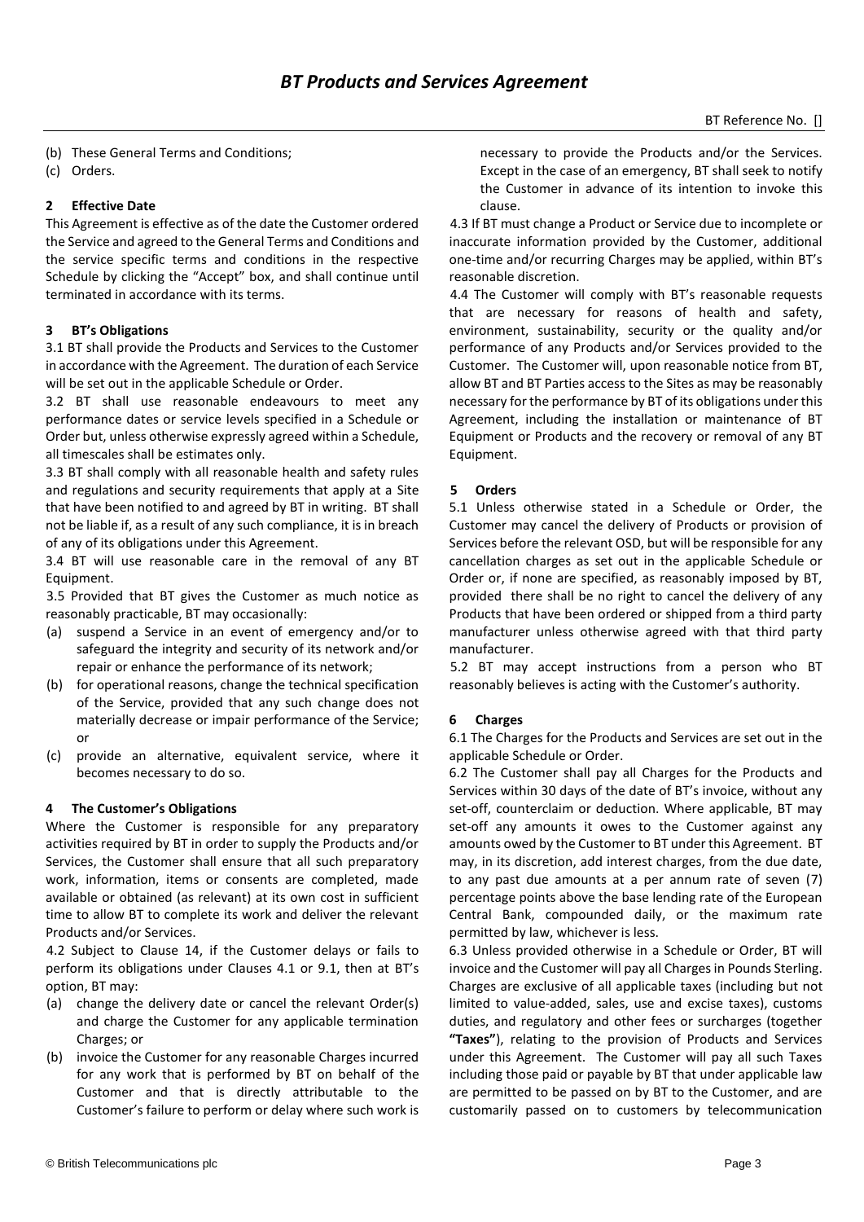(b) These General Terms and Conditions;

(c) Orders.

### 2 Effective Date

This Agreement is effective as of the date the Customer ordered the Service and agreed to the General Terms and Conditions and the service specific terms and conditions in the respective Schedule by clicking the "Accept" box, and shall continue until terminated in accordance with its terms.

### 3 BT's Obligations

3.1 BT shall provide the Products and Services to the Customer in accordance with the Agreement. The duration of each Service will be set out in the applicable Schedule or Order.

3.2 BT shall use reasonable endeavours to meet any performance dates or service levels specified in a Schedule or Order but, unless otherwise expressly agreed within a Schedule, all timescales shall be estimates only.

3.3 BT shall comply with all reasonable health and safety rules and regulations and security requirements that apply at a Site that have been notified to and agreed by BT in writing. BT shall not be liable if, as a result of any such compliance, it is in breach of any of its obligations under this Agreement.

3.4 BT will use reasonable care in the removal of any BT Equipment.

3.5 Provided that BT gives the Customer as much notice as reasonably practicable, BT may occasionally:

(a) suspend a Service in an event of emergency and/or to safeguard the integrity and security of its network and/or repair or enhance the performance of its network;

(b) for operational reasons, change the technical specification of the Service, provided that any such change does not materially decrease or impair performance of the Service; or

(c) provide an alternative, equivalent service, where it becomes necessary to do so.

### 4 The Customer's Obligations

Where the Customer is responsible for any preparatory activities required by BT in order to supply the Products and/or Services, the Customer shall ensure that all such preparatory work, information, items or consents are completed, made available or obtained (as relevant) at its own cost in sufficient time to allow BT to complete its work and deliver the relevant Products and/or Services.

4.2 Subject to Clause 14, if the Customer delays or fails to perform its obligations under Clauses 4.1 or 9.1, then at BT's option, BT may:

(a) change the delivery date or cancel the relevant Order(s) and charge the Customer for any applicable termination Charges; or

(b) invoice the Customer for any reasonable Charges incurred for any work that is performed by BT on behalf of the Customer and that is directly attributable to the Customer's failure to perform or delay where such work is necessary to provide the Products and/or the Services. Except in the case of an emergency, BT shall seek to notify the Customer in advance of its intention to invoke this clause.

4.3 If BT must change a Product or Service due to incomplete or inaccurate information provided by the Customer, additional one-time and/or recurring Charges may be applied, within BT's reasonable discretion.

4.4 The Customer will comply with BT's reasonable requests that are necessary for reasons of health and safety, environment, sustainability, security or the quality and/or performance of any Products and/or Services provided to the Customer. The Customer will, upon reasonable notice from BT, allow BT and BT Parties access to the Sites as may be reasonably necessary for the performance by BT of its obligations under this Agreement, including the installation or maintenance of BT Equipment or Products and the recovery or removal of any BT Equipment.

### 5 Orders

5.1 Unless otherwise stated in a Schedule or Order, the Customer may cancel the delivery of Products or provision of Services before the relevant OSD, but will be responsible for any cancellation charges as set out in the applicable Schedule or Order or, if none are specified, as reasonably imposed by BT, provided there shall be no right to cancel the delivery of any Products that have been ordered or shipped from a third party manufacturer unless otherwise agreed with that third party manufacturer.

5.2 BT may accept instructions from a person who BT reasonably believes is acting with the Customer's authority.

### 6 Charges

6.1 The Charges for the Products and Services are set out in the applicable Schedule or Order.

6.2 The Customer shall pay all Charges for the Products and Services within 30 days of the date of BT's invoice, without any set-off, counterclaim or deduction. Where applicable, BT may set-off any amounts it owes to the Customer against any amounts owed by the Customer to BT under this Agreement. BT may, in its discretion, add interest charges, from the due date, to any past due amounts at a per annum rate of seven (7) percentage points above the base lending rate of the European Central Bank, compounded daily, or the maximum rate permitted by law, whichever is less.

6.3 Unless provided otherwise in a Schedule or Order, BT will invoice and the Customer will pay all Charges in Pounds Sterling. Charges are exclusive of all applicable taxes (including but not limited to value-added, sales, use and excise taxes), customs duties, and regulatory and other fees or surcharges (together **"Taxes"**), relating to the provision of Products and Services under this Agreement. The Customer will pay all such Taxes including those paid or payable by BT that under applicable law are permitted to be passed on by BT to the Customer, and are customarily passed on to customers by telecommunication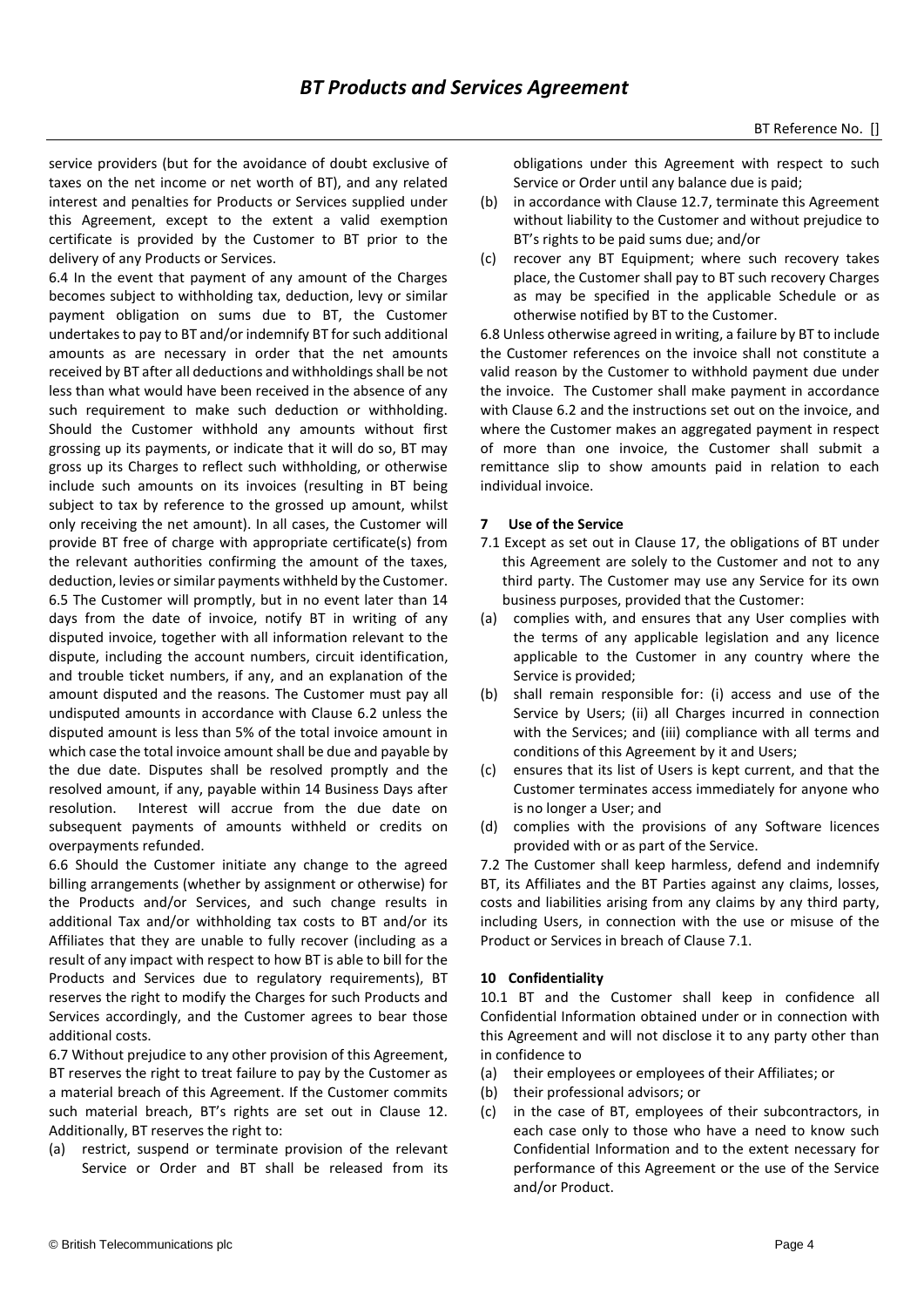service providers (but for the avoidance of doubt exclusive of taxes on the net income or net worth of BT), and any related interest and penalties for Products or Services supplied under this Agreement, except to the extent a valid exemption certificate is provided by the Customer to BT prior to the delivery of any Products or Services.

6.4 In the event that payment of any amount of the Charges becomes subject to withholding tax, deduction, levy or similar payment obligation on sums due to BT, the Customer undertakes to pay to BT and/or indemnify BT for such additional amounts as are necessary in order that the net amounts received by BT after all deductions and withholdings shall be not less than what would have been received in the absence of any such requirement to make such deduction or withholding. Should the Customer withhold any amounts without first grossing up its payments, or indicate that it will do so, BT may gross up its Charges to reflect such withholding, or otherwise include such amounts on its invoices (resulting in BT being subject to tax by reference to the grossed up amount, whilst only receiving the net amount). In all cases, the Customer will provide BT free of charge with appropriate certificate(s) from the relevant authorities confirming the amount of the taxes, deduction, levies or similar payments withheld by the Customer.

6.5 The Customer will promptly, but in no event later than 14 days from the date of invoice, notify BT in writing of any disputed invoice, together with all information relevant to the dispute, including the account numbers, circuit identification, and trouble ticket numbers, if any, and an explanation of the amount disputed and the reasons. The Customer must pay all undisputed amounts in accordance with Clause 6.2 unless the disputed amount is less than 5% of the total invoice amount in which case the total invoice amount shall be due and payable by the due date. Disputes shall be resolved promptly and the resolved amount, if any, payable within 14 Business Days after resolution. Interest will accrue from the due date on subsequent payments of amounts withheld or credits on overpayments refunded.

6.6 Should the Customer initiate any change to the agreed billing arrangements (whether by assignment or otherwise) for the Products and/or Services, and such change results in additional Tax and/or withholding tax costs to BT and/or its Affiliates that they are unable to fully recover (including as a result of any impact with respect to how BT is able to bill for the Products and Services due to regulatory requirements), BT reserves the right to modify the Charges for such Products and Services accordingly, and the Customer agrees to bear those additional costs.

6.7 Without prejudice to any other provision of this Agreement, BT reserves the right to treat failure to pay by the Customer as a material breach of this Agreement. If the Customer commits such material breach, BT's rights are set out in Clause 12. Additionally, BT reserves the right to:

(a) restrict, suspend or terminate provision of the relevant Service or Order and BT shall be released from its obligations under this Agreement with respect to such Service or Order until any balance due is paid;

(b) in accordance with Clause 12.7, terminate this Agreement without liability to the Customer and without prejudice to BT's rights to be paid sums due; and/or

(c) recover any BT Equipment; where such recovery takes place, the Customer shall pay to BT such recovery Charges as may be specified in the applicable Schedule or as otherwise notified by BT to the Customer.

6.8 Unless otherwise agreed in writing, a failure by BT to include the Customer references on the invoice shall not constitute a valid reason by the Customer to withhold payment due under the invoice. The Customer shall make payment in accordance with Clause 6.2 and the instructions set out on the invoice, and where the Customer makes an aggregated payment in respect of more than one invoice, the Customer shall submit a remittance slip to show amounts paid in relation to each individual invoice.

## 7 Use of the Service

7.1 Except as set out in Clause 17, the obligations of BT under this Agreement are solely to the Customer and not to any third party. The Customer may use any Service for its own business purposes, provided that the Customer:

(a) complies with, and ensures that any User complies with the terms of any applicable legislation and any licence applicable to the Customer in any country where the Service is provided;

(b) shall remain responsible for: (i) access and use of the Service by Users; (ii) all Charges incurred in connection with the Services; and (iii) compliance with all terms and conditions of this Agreement by it and Users;

(c) ensures that its list of Users is kept current, and that the Customer terminates access immediately for anyone who is no longer a User; and

(d) complies with the provisions of any Software licences provided with or as part of the Service.

7.2 The Customer shall keep harmless, defend and indemnify BT, its Affiliates and the BT Parties against any claims, losses, costs and liabilities arising from any claims by any third party, including Users, in connection with the use or misuse of the Product or Services in breach of Clause 7.1.

## 10 Confidentiality

10.1 BT and the Customer shall keep in confidence all Confidential Information obtained under or in connection with this Agreement and will not disclose it to any party other than in confidence to

(a) their employees or employees of their Affiliates; or

(b) their professional advisors; or

(c) in the case of BT, employees of their subcontractors, in each case only to those who have a need to know such Confidential Information and to the extent necessary for performance of this Agreement or the use of the Service and/or Product.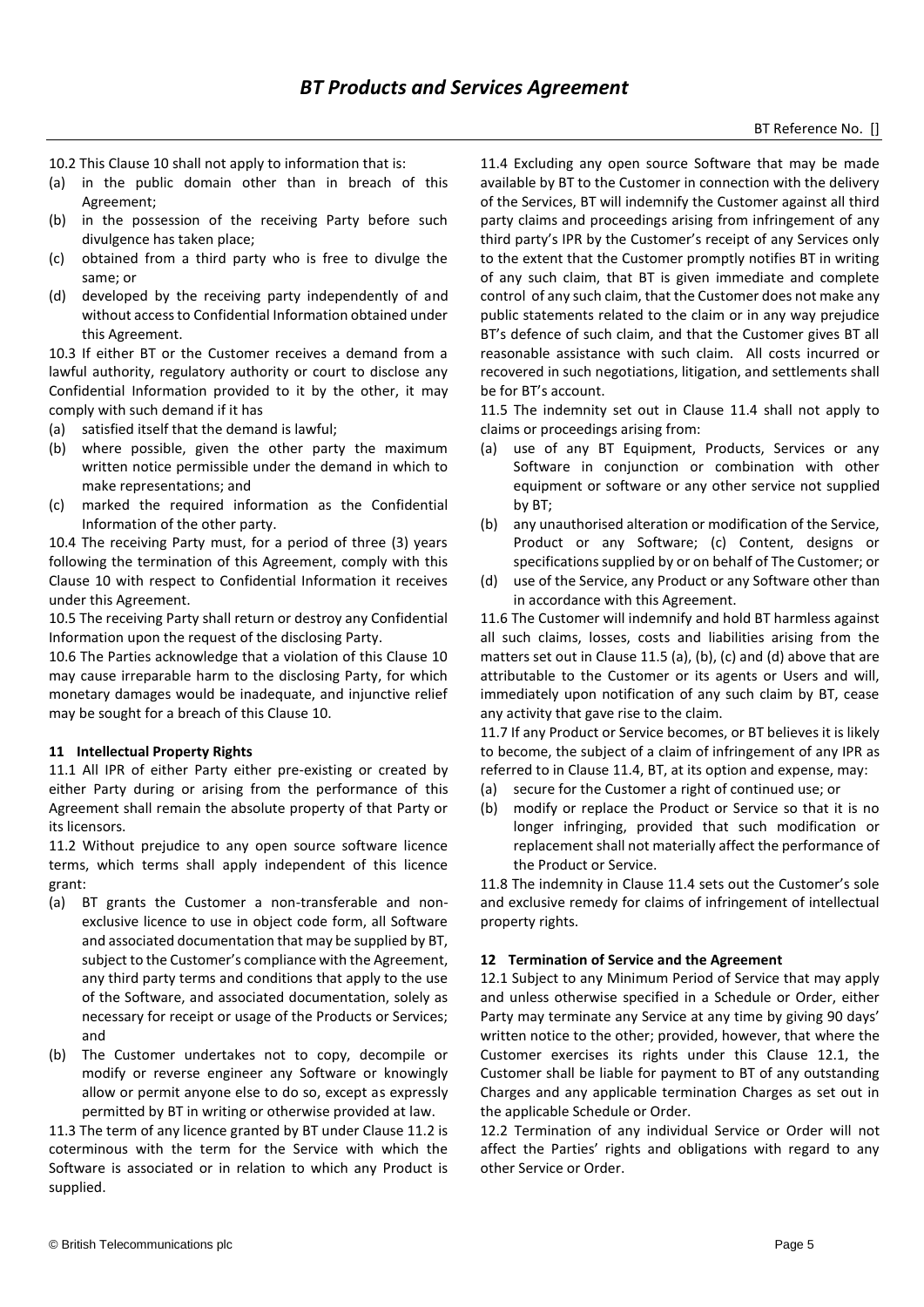10.2 This Clause 10 shall not apply to information that is:

(a) in the public domain other than in breach of this Agreement;
(b) in the possession of the receiving Party before such divulgence has taken place;
(c) obtained from a third party who is free to divulge the same; or
(d) developed by the receiving party independently of and without access to Confidential Information obtained under this Agreement.

10.3 If either BT or the Customer receives a demand from a lawful authority, regulatory authority or court to disclose any Confidential Information provided to it by the other, it may comply with such demand if it has

(a) satisfied itself that the demand is lawful;
(b) where possible, given the other party the maximum written notice permissible under the demand in which to make representations; and
(c) marked the required information as the Confidential Information of the other party.

10.4 The receiving Party must, for a period of three (3) years following the termination of this Agreement, comply with this Clause 10 with respect to Confidential Information it receives under this Agreement.

10.5 The receiving Party shall return or destroy any Confidential Information upon the request of the disclosing Party.

10.6 The Parties acknowledge that a violation of this Clause 10 may cause irreparable harm to the disclosing Party, for which monetary damages would be inadequate, and injunctive relief may be sought for a breach of this Clause 10.

**11 Intellectual Property Rights**

11.1 All IPR of either Party either pre-existing or created by either Party during or arising from the performance of this Agreement shall remain the absolute property of that Party or its licensors.

11.2 Without prejudice to any open source software licence terms, which terms shall apply independent of this licence grant:

(a) BT grants the Customer a non-transferable and non-exclusive licence to use in object code form, all Software and associated documentation that may be supplied by BT, subject to the Customer's compliance with the Agreement, any third party terms and conditions that apply to the use of the Software, and associated documentation, solely as necessary for receipt or usage of the Products or Services; and
(b) The Customer undertakes not to copy, decompile or modify or reverse engineer any Software or knowingly allow or permit anyone else to do so, except as expressly permitted by BT in writing or otherwise provided at law.

11.3 The term of any licence granted by BT under Clause 11.2 is coterminous with the term for the Service with which the Software is associated or in relation to which any Product is supplied.

11.4 Excluding any open source Software that may be made available by BT to the Customer in connection with the delivery of the Services, BT will indemnify the Customer against all third party claims and proceedings arising from infringement of any third party's IPR by the Customer's receipt of any Services only to the extent that the Customer promptly notifies BT in writing of any such claim, that BT is given immediate and complete control of any such claim, that the Customer does not make any public statements related to the claim or in any way prejudice BT's defence of such claim, and that the Customer gives BT all reasonable assistance with such claim. All costs incurred or recovered in such negotiations, litigation, and settlements shall be for BT's account.

11.5 The indemnity set out in Clause 11.4 shall not apply to claims or proceedings arising from:

(a) use of any BT Equipment, Products, Services or any Software in conjunction or combination with other equipment or software or any other service not supplied by BT;
(b) any unauthorised alteration or modification of the Service, Product or any Software; (c) Content, designs or specifications supplied by or on behalf of The Customer; or
(d) use of the Service, any Product or any Software other than in accordance with this Agreement.

11.6 The Customer will indemnify and hold BT harmless against all such claims, losses, costs and liabilities arising from the matters set out in Clause 11.5 (a), (b), (c) and (d) above that are attributable to the Customer or its agents or Users and will, immediately upon notification of any such claim by BT, cease any activity that gave rise to the claim.

11.7 If any Product or Service becomes, or BT believes it is likely to become, the subject of a claim of infringement of any IPR as referred to in Clause 11.4, BT, at its option and expense, may:

(a) secure for the Customer a right of continued use; or
(b) modify or replace the Product or Service so that it is no longer infringing, provided that such modification or replacement shall not materially affect the performance of the Product or Service.

11.8 The indemnity in Clause 11.4 sets out the Customer's sole and exclusive remedy for claims of infringement of intellectual property rights.

**12 Termination of Service and the Agreement**

12.1 Subject to any Minimum Period of Service that may apply and unless otherwise specified in a Schedule or Order, either Party may terminate any Service at any time by giving 90 days' written notice to the other; provided, however, that where the Customer exercises its rights under this Clause 12.1, the Customer shall be liable for payment to BT of any outstanding Charges and any applicable termination Charges as set out in the applicable Schedule or Order.

12.2 Termination of any individual Service or Order will not affect the Parties' rights and obligations with regard to any other Service or Order.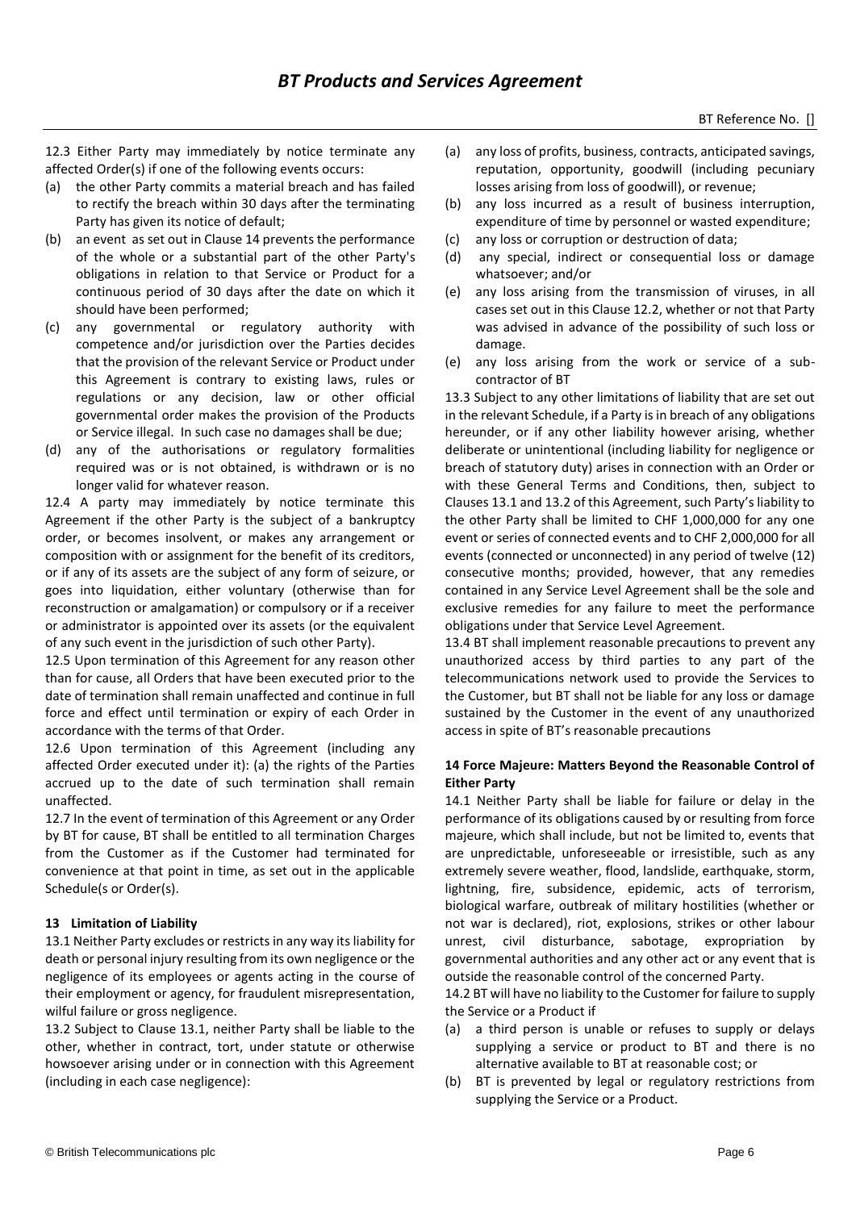12.3 Either Party may immediately by notice terminate any affected Order(s) if one of the following events occurs:

(a) the other Party commits a material breach and has failed to rectify the breach within 30 days after the terminating Party has given its notice of default;

(b) an event as set out in Clause 14 prevents the performance of the whole or a substantial part of the other Party's obligations in relation to that Service or Product for a continuous period of 30 days after the date on which it should have been performed;

(c) any governmental or regulatory authority with competence and/or jurisdiction over the Parties decides that the provision of the relevant Service or Product under this Agreement is contrary to existing laws, rules or regulations or any decision, law or other official governmental order makes the provision of the Products or Service illegal. In such case no damages shall be due;

(d) any of the authorisations or regulatory formalities required was or is not obtained, is withdrawn or is no longer valid for whatever reason.

12.4 A party may immediately by notice terminate this Agreement if the other Party is the subject of a bankruptcy order, or becomes insolvent, or makes any arrangement or composition with or assignment for the benefit of its creditors, or if any of its assets are the subject of any form of seizure, or goes into liquidation, either voluntary (otherwise than for reconstruction or amalgamation) or compulsory or if a receiver or administrator is appointed over its assets (or the equivalent of any such event in the jurisdiction of such other Party).

12.5 Upon termination of this Agreement for any reason other than for cause, all Orders that have been executed prior to the date of termination shall remain unaffected and continue in full force and effect until termination or expiry of each Order in accordance with the terms of that Order.

12.6 Upon termination of this Agreement (including any affected Order executed under it): (a) the rights of the Parties accrued up to the date of such termination shall remain unaffected.

12.7 In the event of termination of this Agreement or any Order by BT for cause, BT shall be entitled to all termination Charges from the Customer as if the Customer had terminated for convenience at that point in time, as set out in the applicable Schedule(s or Order(s).

**13 Limitation of Liability**

13.1 Neither Party excludes or restricts in any way its liability for death or personal injury resulting from its own negligence or the negligence of its employees or agents acting in the course of their employment or agency, for fraudulent misrepresentation, wilful failure or gross negligence.

13.2 Subject to Clause 13.1, neither Party shall be liable to the other, whether in contract, tort, under statute or otherwise howsoever arising under or in connection with this Agreement (including in each case negligence):

(a) any loss of profits, business, contracts, anticipated savings, reputation, opportunity, goodwill (including pecuniary losses arising from loss of goodwill), or revenue;

(b) any loss incurred as a result of business interruption, expenditure of time by personnel or wasted expenditure;

(c) any loss or corruption or destruction of data;

(d) any special, indirect or consequential loss or damage whatsoever; and/or

(e) any loss arising from the transmission of viruses, in all cases set out in this Clause 12.2, whether or not that Party was advised in advance of the possibility of such loss or damage.

(e) any loss arising from the work or service of a sub-contractor of BT

13.3 Subject to any other limitations of liability that are set out in the relevant Schedule, if a Party is in breach of any obligations hereunder, or if any other liability however arising, whether deliberate or unintentional (including liability for negligence or breach of statutory duty) arises in connection with an Order or with these General Terms and Conditions, then, subject to Clauses 13.1 and 13.2 of this Agreement, such Party's liability to the other Party shall be limited to CHF 1,000,000 for any one event or series of connected events and to CHF 2,000,000 for all events (connected or unconnected) in any period of twelve (12) consecutive months; provided, however, that any remedies contained in any Service Level Agreement shall be the sole and exclusive remedies for any failure to meet the performance obligations under that Service Level Agreement.

13.4 BT shall implement reasonable precautions to prevent any unauthorized access by third parties to any part of the telecommunications network used to provide the Services to the Customer, but BT shall not be liable for any loss or damage sustained by the Customer in the event of any unauthorized access in spite of BT's reasonable precautions

**14 Force Majeure: Matters Beyond the Reasonable Control of Either Party**

14.1 Neither Party shall be liable for failure or delay in the performance of its obligations caused by or resulting from force majeure, which shall include, but not be limited to, events that are unpredictable, unforeseeable or irresistible, such as any extremely severe weather, flood, landslide, earthquake, storm, lightning, fire, subsidence, epidemic, acts of terrorism, biological warfare, outbreak of military hostilities (whether or not war is declared), riot, explosions, strikes or other labour unrest, civil disturbance, sabotage, expropriation by governmental authorities and any other act or any event that is outside the reasonable control of the concerned Party.

14.2 BT will have no liability to the Customer for failure to supply the Service or a Product if

(a) a third person is unable or refuses to supply or delays supplying a service or product to BT and there is no alternative available to BT at reasonable cost; or

(b) BT is prevented by legal or regulatory restrictions from supplying the Service or a Product.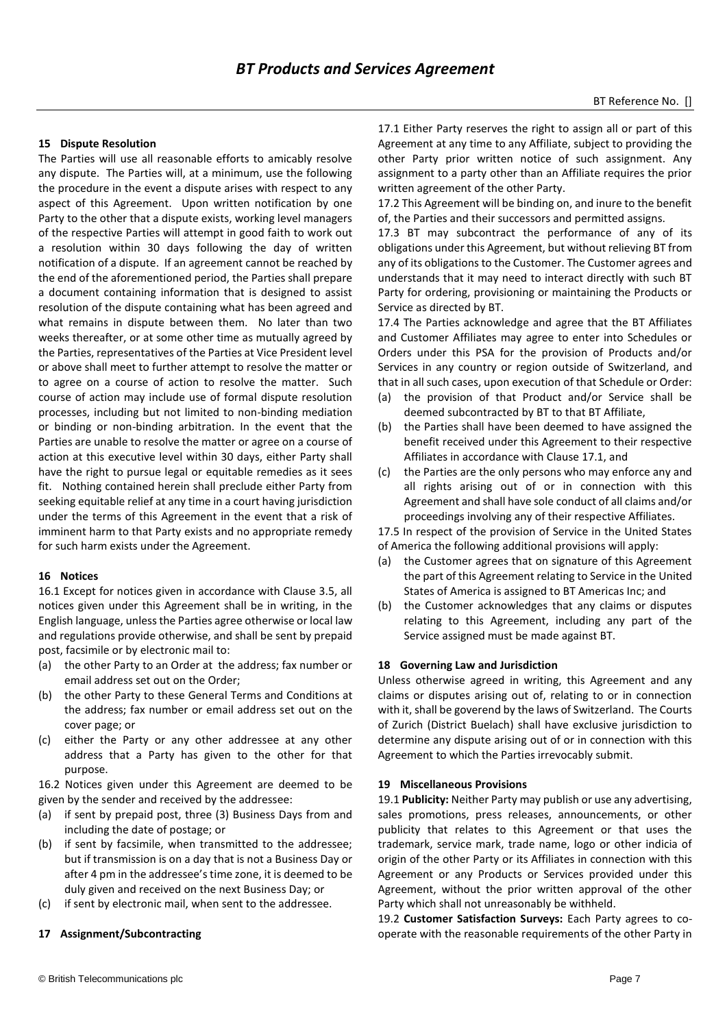## 15 Dispute Resolution

The Parties will use all reasonable efforts to amicably resolve any dispute. The Parties will, at a minimum, use the following the procedure in the event a dispute arises with respect to any aspect of this Agreement. Upon written notification by one Party to the other that a dispute exists, working level managers of the respective Parties will attempt in good faith to work out a resolution within 30 days following the day of written notification of a dispute. If an agreement cannot be reached by the end of the aforementioned period, the Parties shall prepare a document containing information that is designed to assist resolution of the dispute containing what has been agreed and what remains in dispute between them. No later than two weeks thereafter, or at some other time as mutually agreed by the Parties, representatives of the Parties at Vice President level or above shall meet to further attempt to resolve the matter or to agree on a course of action to resolve the matter. Such course of action may include use of formal dispute resolution processes, including but not limited to non-binding mediation or binding or non-binding arbitration. In the event that the Parties are unable to resolve the matter or agree on a course of action at this executive level within 30 days, either Party shall have the right to pursue legal or equitable remedies as it sees fit. Nothing contained herein shall preclude either Party from seeking equitable relief at any time in a court having jurisdiction under the terms of this Agreement in the event that a risk of imminent harm to that Party exists and no appropriate remedy for such harm exists under the Agreement.

## 16 Notices

16.1 Except for notices given in accordance with Clause 3.5, all notices given under this Agreement shall be in writing, in the English language, unless the Parties agree otherwise or local law and regulations provide otherwise, and shall be sent by prepaid post, facsimile or by electronic mail to:

(a) the other Party to an Order at the address; fax number or email address set out on the Order;

(b) the other Party to these General Terms and Conditions at the address; fax number or email address set out on the cover page; or

(c) either the Party or any other addressee at any other address that a Party has given to the other for that purpose.

16.2 Notices given under this Agreement are deemed to be given by the sender and received by the addressee:

(a) if sent by prepaid post, three (3) Business Days from and including the date of postage; or

(b) if sent by facsimile, when transmitted to the addressee; but if transmission is on a day that is not a Business Day or after 4 pm in the addressee's time zone, it is deemed to be duly given and received on the next Business Day; or

(c) if sent by electronic mail, when sent to the addressee.

## 17 Assignment/Subcontracting

17.1 Either Party reserves the right to assign all or part of this Agreement at any time to any Affiliate, subject to providing the other Party prior written notice of such assignment. Any assignment to a party other than an Affiliate requires the prior written agreement of the other Party.

17.2 This Agreement will be binding on, and inure to the benefit of, the Parties and their successors and permitted assigns.

17.3 BT may subcontract the performance of any of its obligations under this Agreement, but without relieving BT from any of its obligations to the Customer. The Customer agrees and understands that it may need to interact directly with such BT Party for ordering, provisioning or maintaining the Products or Service as directed by BT.

17.4 The Parties acknowledge and agree that the BT Affiliates and Customer Affiliates may agree to enter into Schedules or Orders under this PSA for the provision of Products and/or Services in any country or region outside of Switzerland, and that in all such cases, upon execution of that Schedule or Order:

(a) the provision of that Product and/or Service shall be deemed subcontracted by BT to that BT Affiliate,

(b) the Parties shall have been deemed to have assigned the benefit received under this Agreement to their respective Affiliates in accordance with Clause 17.1, and

(c) the Parties are the only persons who may enforce any and all rights arising out of or in connection with this Agreement and shall have sole conduct of all claims and/or proceedings involving any of their respective Affiliates.

17.5 In respect of the provision of Service in the United States of America the following additional provisions will apply:

(a) the Customer agrees that on signature of this Agreement the part of this Agreement relating to Service in the United States of America is assigned to BT Americas Inc; and

(b) the Customer acknowledges that any claims or disputes relating to this Agreement, including any part of the Service assigned must be made against BT.

## 18 Governing Law and Jurisdiction

Unless otherwise agreed in writing, this Agreement and any claims or disputes arising out of, relating to or in connection with it, shall be goverend by the laws of Switzerland. The Courts of Zurich (District Buelach) shall have exclusive jurisdiction to determine any dispute arising out of or in connection with this Agreement to which the Parties irrevocably submit.

## 19 Miscellaneous Provisions

19.1 **Publicity:** Neither Party may publish or use any advertising, sales promotions, press releases, announcements, or other publicity that relates to this Agreement or that uses the trademark, service mark, trade name, logo or other indicia of origin of the other Party or its Affiliates in connection with this Agreement or any Products or Services provided under this Agreement, without the prior written approval of the other Party which shall not unreasonably be withheld.

19.2 **Customer Satisfaction Surveys:** Each Party agrees to co-operate with the reasonable requirements of the other Party in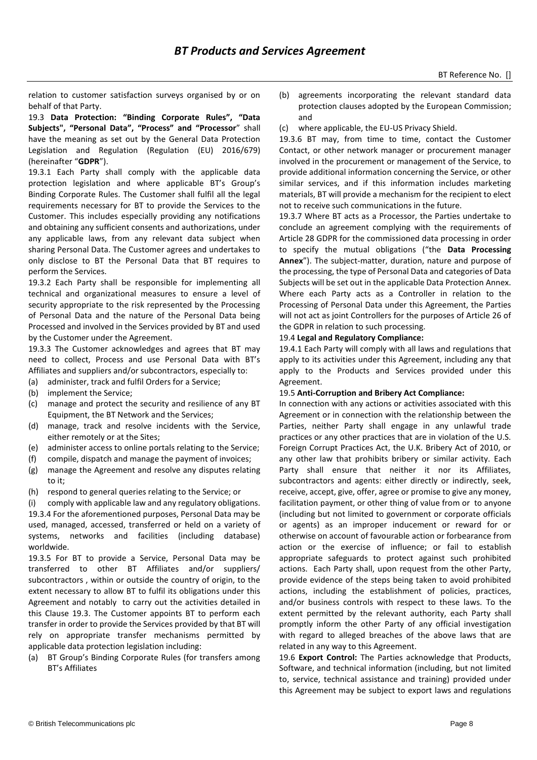relation to customer satisfaction surveys organised by or on behalf of that Party.

19.3 **Data Protection: "Binding Corporate Rules", "Data Subjects", "Personal Data", "Process" and "Processor"** shall have the meaning as set out by the General Data Protection Legislation and Regulation (Regulation (EU) 2016/679) (hereinafter "**GDPR**").

19.3.1 Each Party shall comply with the applicable data protection legislation and where applicable BT's Group's Binding Corporate Rules. The Customer shall fulfil all the legal requirements necessary for BT to provide the Services to the Customer. This includes especially providing any notifications and obtaining any sufficient consents and authorizations, under any applicable laws, from any relevant data subject when sharing Personal Data. The Customer agrees and undertakes to only disclose to BT the Personal Data that BT requires to perform the Services.

19.3.2 Each Party shall be responsible for implementing all technical and organizational measures to ensure a level of security appropriate to the risk represented by the Processing of Personal Data and the nature of the Personal Data being Processed and involved in the Services provided by BT and used by the Customer under the Agreement.

19.3.3 The Customer acknowledges and agrees that BT may need to collect, Process and use Personal Data with BT's Affiliates and suppliers and/or subcontractors, especially to:

(a) administer, track and fulfil Orders for a Service;
(b) implement the Service;
(c) manage and protect the security and resilience of any BT Equipment, the BT Network and the Services;
(d) manage, track and resolve incidents with the Service, either remotely or at the Sites;
(e) administer access to online portals relating to the Service;
(f) compile, dispatch and manage the payment of invoices;
(g) manage the Agreement and resolve any disputes relating to it;
(h) respond to general queries relating to the Service; or
(i) comply with applicable law and any regulatory obligations.

19.3.4 For the aforementioned purposes, Personal Data may be used, managed, accessed, transferred or held on a variety of systems, networks and facilities (including database) worldwide.

19.3.5 For BT to provide a Service, Personal Data may be transferred to other BT Affiliates and/or suppliers/ subcontractors , within or outside the country of origin, to the extent necessary to allow BT to fulfil its obligations under this Agreement and notably to carry out the activities detailed in this Clause 19.3. The Customer appoints BT to perform each transfer in order to provide the Services provided by that BT will rely on appropriate transfer mechanisms permitted by applicable data protection legislation including:

(a) BT Group's Binding Corporate Rules (for transfers among BT's Affiliates
(b) agreements incorporating the relevant standard data protection clauses adopted by the European Commission; and
(c) where applicable, the EU-US Privacy Shield.

19.3.6 BT may, from time to time, contact the Customer Contact, or other network manager or procurement manager involved in the procurement or management of the Service, to provide additional information concerning the Service, or other similar services, and if this information includes marketing materials, BT will provide a mechanism for the recipient to elect not to receive such communications in the future.

19.3.7 Where BT acts as a Processor, the Parties undertake to conclude an agreement complying with the requirements of Article 28 GDPR for the commissioned data processing in order to specify the mutual obligations ("the **Data Processing Annex**"). The subject-matter, duration, nature and purpose of the processing, the type of Personal Data and categories of Data Subjects will be set out in the applicable Data Protection Annex. Where each Party acts as a Controller in relation to the Processing of Personal Data under this Agreement, the Parties will not act as joint Controllers for the purposes of Article 26 of the GDPR in relation to such processing.

19.4 **Legal and Regulatory Compliance:**

19.4.1 Each Party will comply with all laws and regulations that apply to its activities under this Agreement, including any that apply to the Products and Services provided under this Agreement.

19.5 **Anti-Corruption and Bribery Act Compliance:**

In connection with any actions or activities associated with this Agreement or in connection with the relationship between the Parties, neither Party shall engage in any unlawful trade practices or any other practices that are in violation of the U.S. Foreign Corrupt Practices Act, the U.K. Bribery Act of 2010, or any other law that prohibits bribery or similar activity. Each Party shall ensure that neither it nor its Affiliates, subcontractors and agents: either directly or indirectly, seek, receive, accept, give, offer, agree or promise to give any money, facilitation payment, or other thing of value from or to anyone (including but not limited to government or corporate officials or agents) as an improper inducement or reward for or otherwise on account of favourable action or forbearance from action or the exercise of influence; or fail to establish appropriate safeguards to protect against such prohibited actions. Each Party shall, upon request from the other Party, provide evidence of the steps being taken to avoid prohibited actions, including the establishment of policies, practices, and/or business controls with respect to these laws. To the extent permitted by the relevant authority, each Party shall promptly inform the other Party of any official investigation with regard to alleged breaches of the above laws that are related in any way to this Agreement.

19.6 **Export Control:** The Parties acknowledge that Products, Software, and technical information (including, but not limited to, service, technical assistance and training) provided under this Agreement may be subject to export laws and regulations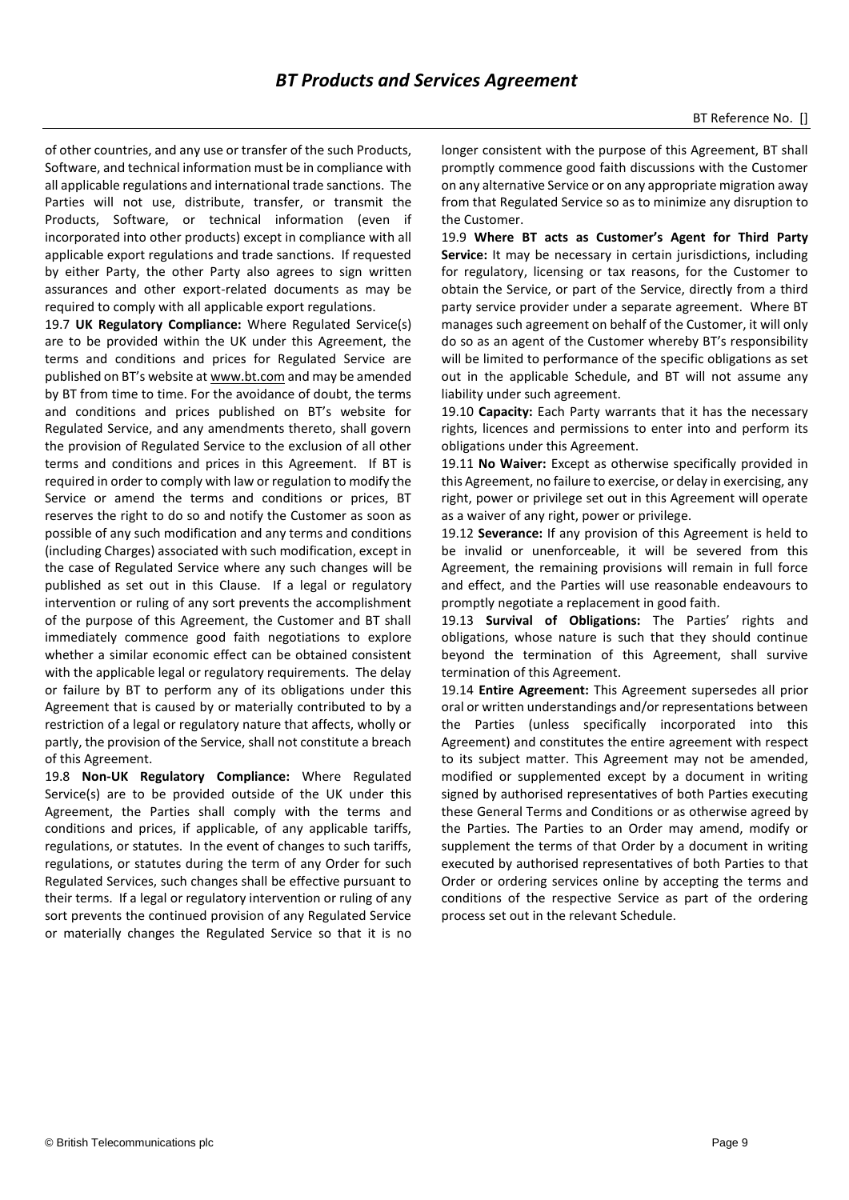of other countries, and any use or transfer of the such Products, Software, and technical information must be in compliance with all applicable regulations and international trade sanctions. The Parties will not use, distribute, transfer, or transmit the Products, Software, or technical information (even if incorporated into other products) except in compliance with all applicable export regulations and trade sanctions. If requested by either Party, the other Party also agrees to sign written assurances and other export-related documents as may be required to comply with all applicable export regulations.

19.7 **UK Regulatory Compliance:** Where Regulated Service(s) are to be provided within the UK under this Agreement, the terms and conditions and prices for Regulated Service are published on BT's website at www.bt.com and may be amended by BT from time to time. For the avoidance of doubt, the terms and conditions and prices published on BT's website for Regulated Service, and any amendments thereto, shall govern the provision of Regulated Service to the exclusion of all other terms and conditions and prices in this Agreement. If BT is required in order to comply with law or regulation to modify the Service or amend the terms and conditions or prices, BT reserves the right to do so and notify the Customer as soon as possible of any such modification and any terms and conditions (including Charges) associated with such modification, except in the case of Regulated Service where any such changes will be published as set out in this Clause. If a legal or regulatory intervention or ruling of any sort prevents the accomplishment of the purpose of this Agreement, the Customer and BT shall immediately commence good faith negotiations to explore whether a similar economic effect can be obtained consistent with the applicable legal or regulatory requirements. The delay or failure by BT to perform any of its obligations under this Agreement that is caused by or materially contributed to by a restriction of a legal or regulatory nature that affects, wholly or partly, the provision of the Service, shall not constitute a breach of this Agreement.

19.8 **Non-UK Regulatory Compliance:** Where Regulated Service(s) are to be provided outside of the UK under this Agreement, the Parties shall comply with the terms and conditions and prices, if applicable, of any applicable tariffs, regulations, or statutes. In the event of changes to such tariffs, regulations, or statutes during the term of any Order for such Regulated Services, such changes shall be effective pursuant to their terms. If a legal or regulatory intervention or ruling of any sort prevents the continued provision of any Regulated Service or materially changes the Regulated Service so that it is no longer consistent with the purpose of this Agreement, BT shall promptly commence good faith discussions with the Customer on any alternative Service or on any appropriate migration away from that Regulated Service so as to minimize any disruption to the Customer.

19.9 **Where BT acts as Customer's Agent for Third Party Service:** It may be necessary in certain jurisdictions, including for regulatory, licensing or tax reasons, for the Customer to obtain the Service, or part of the Service, directly from a third party service provider under a separate agreement. Where BT manages such agreement on behalf of the Customer, it will only do so as an agent of the Customer whereby BT's responsibility will be limited to performance of the specific obligations as set out in the applicable Schedule, and BT will not assume any liability under such agreement.

19.10 **Capacity:** Each Party warrants that it has the necessary rights, licences and permissions to enter into and perform its obligations under this Agreement.

19.11 **No Waiver:** Except as otherwise specifically provided in this Agreement, no failure to exercise, or delay in exercising, any right, power or privilege set out in this Agreement will operate as a waiver of any right, power or privilege.

19.12 **Severance:** If any provision of this Agreement is held to be invalid or unenforceable, it will be severed from this Agreement, the remaining provisions will remain in full force and effect, and the Parties will use reasonable endeavours to promptly negotiate a replacement in good faith.

19.13 **Survival of Obligations:** The Parties' rights and obligations, whose nature is such that they should continue beyond the termination of this Agreement, shall survive termination of this Agreement.

19.14 **Entire Agreement:** This Agreement supersedes all prior oral or written understandings and/or representations between the Parties (unless specifically incorporated into this Agreement) and constitutes the entire agreement with respect to its subject matter. This Agreement may not be amended, modified or supplemented except by a document in writing signed by authorised representatives of both Parties executing these General Terms and Conditions or as otherwise agreed by the Parties. The Parties to an Order may amend, modify or supplement the terms of that Order by a document in writing executed by authorised representatives of both Parties to that Order or ordering services online by accepting the terms and conditions of the respective Service as part of the ordering process set out in the relevant Schedule.